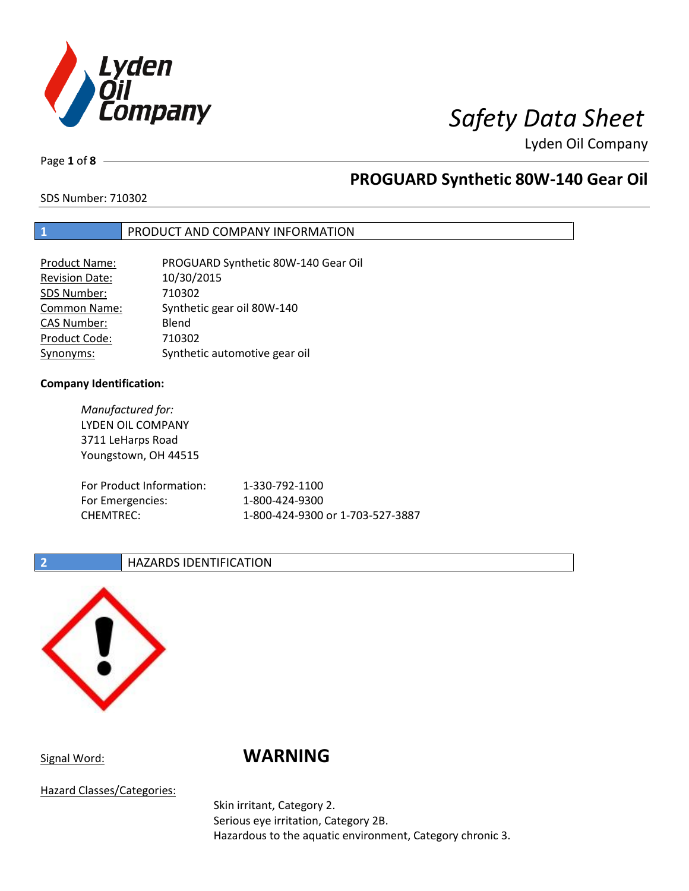# Safety Data Sheet

Lyden Oil Company

## PROGUARD Synthetic 80W-140 Gear Oil

SDS Number: 710302

## 1 PRODUCT AND COMPANY INFORMATION

| | |
|---|---|
| Product Name: | PROGUARD Synthetic 80W-140 Gear Oil |
| Revision Date: | 10/30/2015 |
| SDS Number: | 710302 |
| Common Name: | Synthetic gear oil 80W-140 |
| CAS Number: | Blend |
| Product Code: | 710302 |
| Synonyms: | Synthetic automotive gear oil |

**Company Identification:**

*Manufactured for:*
LYDEN OIL COMPANY
3711 LeHarps Road
Youngstown, OH 44515

| | |
|---|---|
| For Product Information: | 1-330-792-1100 |
| For Emergencies: | 1-800-424-9300 |
| CHEMTREC: | 1-800-424-9300 or 1-703-527-3887 |

## 2 HAZARDS IDENTIFICATION

Signal Word: **WARNING**

Hazard Classes/Categories:

Skin irritant, Category 2.
Serious eye irritation, Category 2B.
Hazardous to the aquatic environment, Category chronic 3.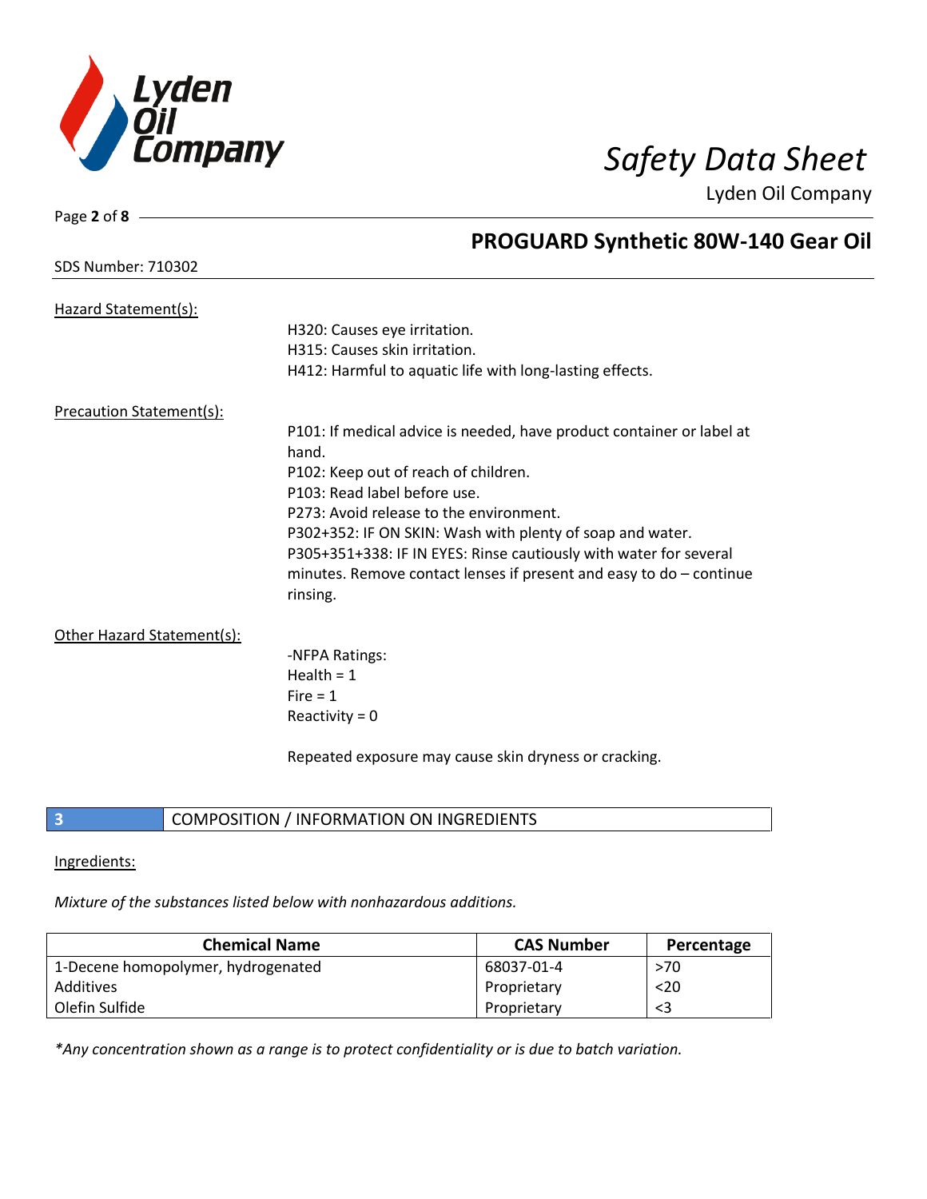Hazard Statement(s):

H320: Causes eye irritation.
H315: Causes skin irritation.
H412: Harmful to aquatic life with long-lasting effects.

Precaution Statement(s):

P101: If medical advice is needed, have product container or label at hand.
P102: Keep out of reach of children.
P103: Read label before use.
P273: Avoid release to the environment.
P302+352: IF ON SKIN: Wash with plenty of soap and water.
P305+351+338: IF IN EYES: Rinse cautiously with water for several minutes. Remove contact lenses if present and easy to do – continue rinsing.

Other Hazard Statement(s):

-NFPA Ratings:
Health = 1
Fire = 1
Reactivity = 0

Repeated exposure may cause skin dryness or cracking.

## 3 COMPOSITION / INFORMATION ON INGREDIENTS

Ingredients:

*Mixture of the substances listed below with nonhazardous additions.*

| Chemical Name | CAS Number | Percentage |
|---|---|---|
| 1-Decene homopolymer, hydrogenated | 68037-01-4 | >70 |
| Additives | Proprietary | <20 |
| Olefin Sulfide | Proprietary | <3 |

*\*Any concentration shown as a range is to protect confidentiality or is due to batch variation.*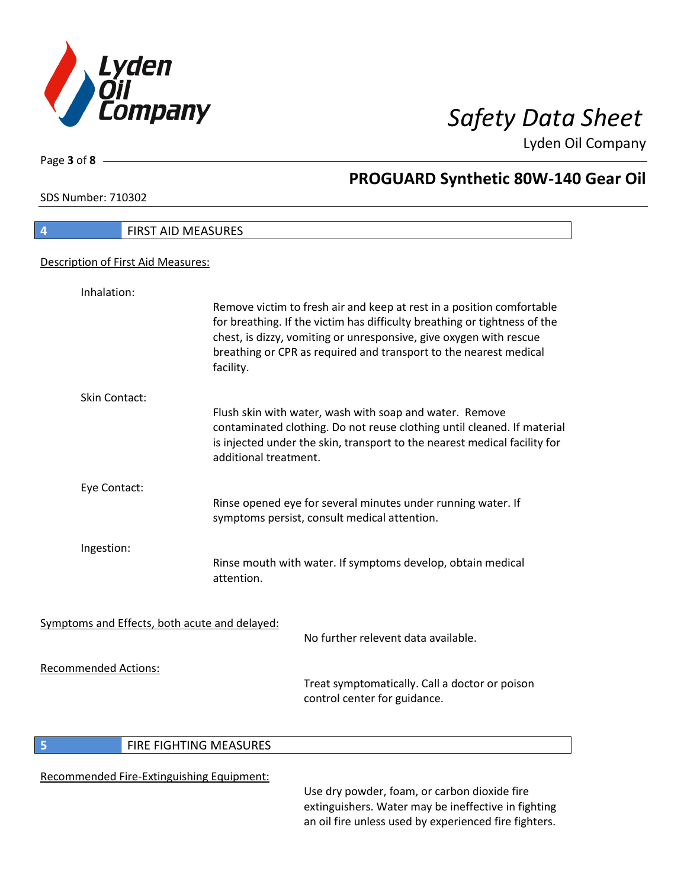## 4 FIRST AID MEASURES

Description of First Aid Measures:

Inhalation:

Remove victim to fresh air and keep at rest in a position comfortable for breathing. If the victim has difficulty breathing or tightness of the chest, is dizzy, vomiting or unresponsive, give oxygen with rescue breathing or CPR as required and transport to the nearest medical facility.

Skin Contact:

Flush skin with water, wash with soap and water. Remove contaminated clothing. Do not reuse clothing until cleaned. If material is injected under the skin, transport to the nearest medical facility for additional treatment.

Eye Contact:

Rinse opened eye for several minutes under running water. If symptoms persist, consult medical attention.

Ingestion:

Rinse mouth with water. If symptoms develop, obtain medical attention.

Symptoms and Effects, both acute and delayed:

No further relevent data available.

Recommended Actions:

Treat symptomatically. Call a doctor or poison control center for guidance.

## 5 FIRE FIGHTING MEASURES

Recommended Fire-Extinguishing Equipment:

Use dry powder, foam, or carbon dioxide fire extinguishers. Water may be ineffective in fighting an oil fire unless used by experienced fire fighters.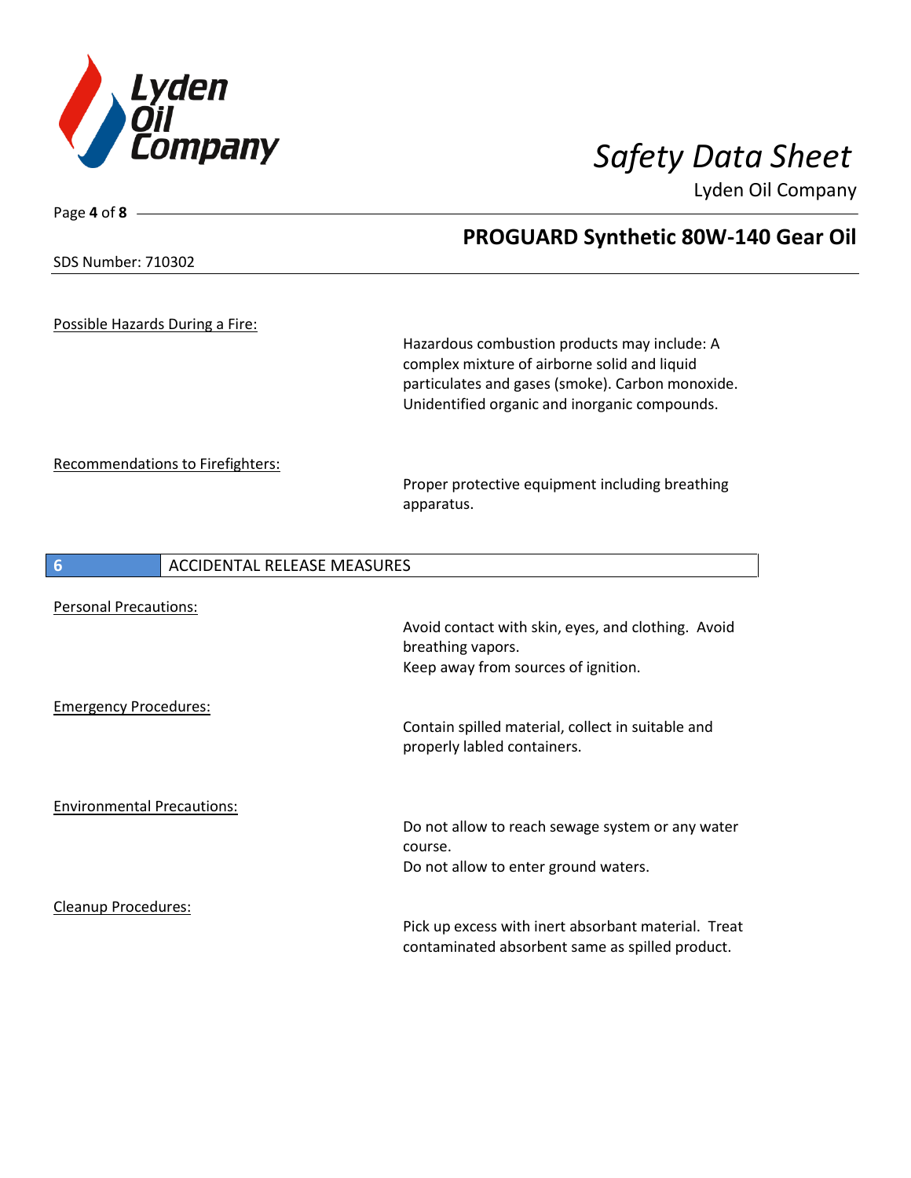Possible Hazards During a Fire:

Hazardous combustion products may include: A complex mixture of airborne solid and liquid particulates and gases (smoke). Carbon monoxide. Unidentified organic and inorganic compounds.

Recommendations to Firefighters:

Proper protective equipment including breathing apparatus.

## 6 ACCIDENTAL RELEASE MEASURES

Personal Precautions:

Avoid contact with skin, eyes, and clothing. Avoid breathing vapors.
Keep away from sources of ignition.

Emergency Procedures:

Contain spilled material, collect in suitable and properly labled containers.

Environmental Precautions:

Do not allow to reach sewage system or any water course.
Do not allow to enter ground waters.

Cleanup Procedures:

Pick up excess with inert absorbant material. Treat contaminated absorbent same as spilled product.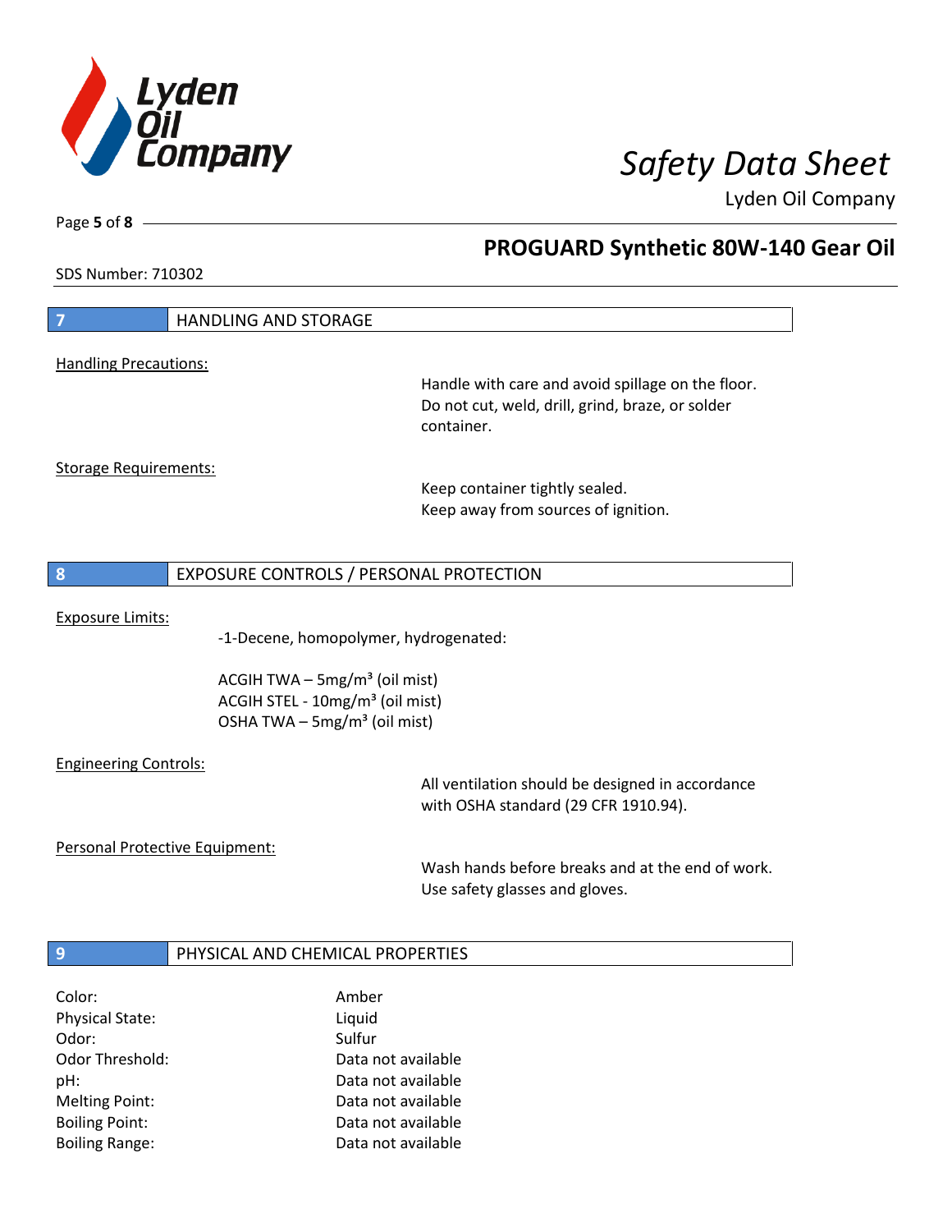## PROGUARD Synthetic 80W-140 Gear Oil

SDS Number: 710302

## 7 HANDLING AND STORAGE

Handling Precautions:

Handle with care and avoid spillage on the floor. Do not cut, weld, drill, grind, braze, or solder container.

Storage Requirements:

Keep container tightly sealed.
Keep away from sources of ignition.

## 8 EXPOSURE CONTROLS / PERSONAL PROTECTION

Exposure Limits:

-1-Decene, homopolymer, hydrogenated:

ACGIH TWA – 5mg/m³ (oil mist)
ACGIH STEL - 10mg/m³ (oil mist)
OSHA TWA – 5mg/m³ (oil mist)

Engineering Controls:

All ventilation should be designed in accordance with OSHA standard (29 CFR 1910.94).

Personal Protective Equipment:

Wash hands before breaks and at the end of work.
Use safety glasses and gloves.

## 9 PHYSICAL AND CHEMICAL PROPERTIES

| | |
|---|---|
| Color: | Amber |
| Physical State: | Liquid |
| Odor: | Sulfur |
| Odor Threshold: | Data not available |
| pH: | Data not available |
| Melting Point: | Data not available |
| Boiling Point: | Data not available |
| Boiling Range: | Data not available |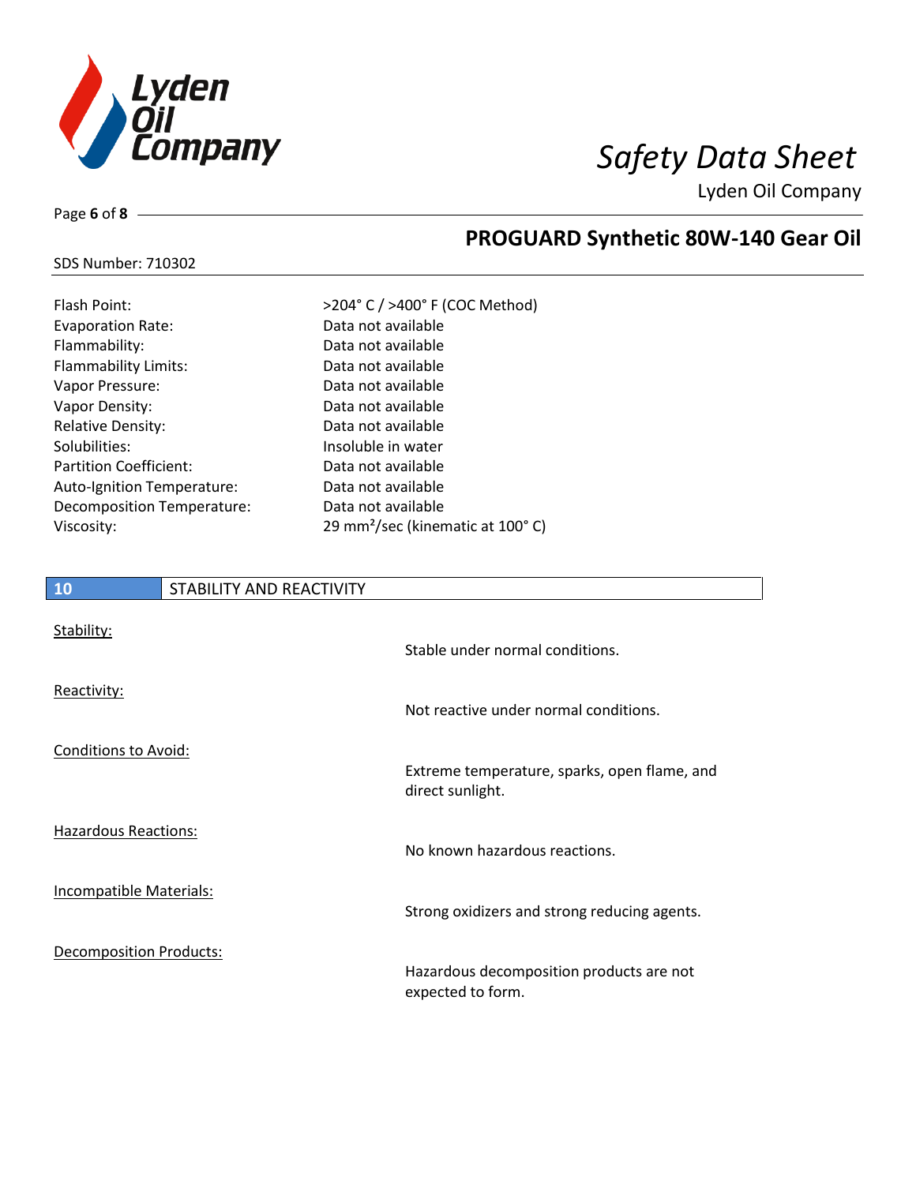| | |
|---|---|
| Flash Point: | >204° C / >400° F (COC Method) |
| Evaporation Rate: | Data not available |
| Flammability: | Data not available |
| Flammability Limits: | Data not available |
| Vapor Pressure: | Data not available |
| Vapor Density: | Data not available |
| Relative Density: | Data not available |
| Solubilities: | Insoluble in water |
| Partition Coefficient: | Data not available |
| Auto-Ignition Temperature: | Data not available |
| Decomposition Temperature: | Data not available |
| Viscosity: | 29 $mm^2$/sec (kinematic at 100° C) |

## 10 STABILITY AND REACTIVITY

Stability:

Stable under normal conditions.

Reactivity:

Not reactive under normal conditions.

Conditions to Avoid:

Extreme temperature, sparks, open flame, and direct sunlight.

Hazardous Reactions:

No known hazardous reactions.

Incompatible Materials:

Strong oxidizers and strong reducing agents.

Decomposition Products:

Hazardous decomposition products are not expected to form.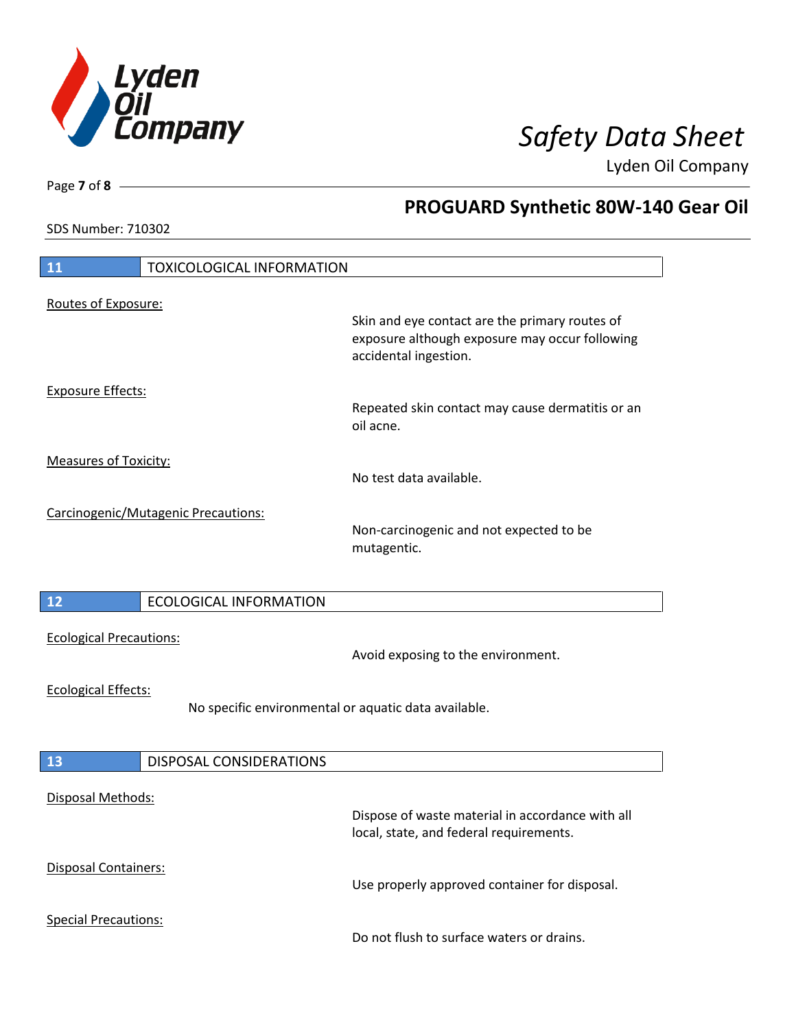## 11 TOXICOLOGICAL INFORMATION

Routes of Exposure:

Skin and eye contact are the primary routes of exposure although exposure may occur following accidental ingestion.

Exposure Effects:

Repeated skin contact may cause dermatitis or an oil acne.

Measures of Toxicity:

No test data available.

Carcinogenic/Mutagenic Precautions:

Non-carcinogenic and not expected to be mutagentic.

## 12 ECOLOGICAL INFORMATION

Ecological Precautions:

Avoid exposing to the environment.

Ecological Effects:

No specific environmental or aquatic data available.

## 13 DISPOSAL CONSIDERATIONS

Disposal Methods:

Dispose of waste material in accordance with all local, state, and federal requirements.

Disposal Containers:

Use properly approved container for disposal.

Special Precautions:

Do not flush to surface waters or drains.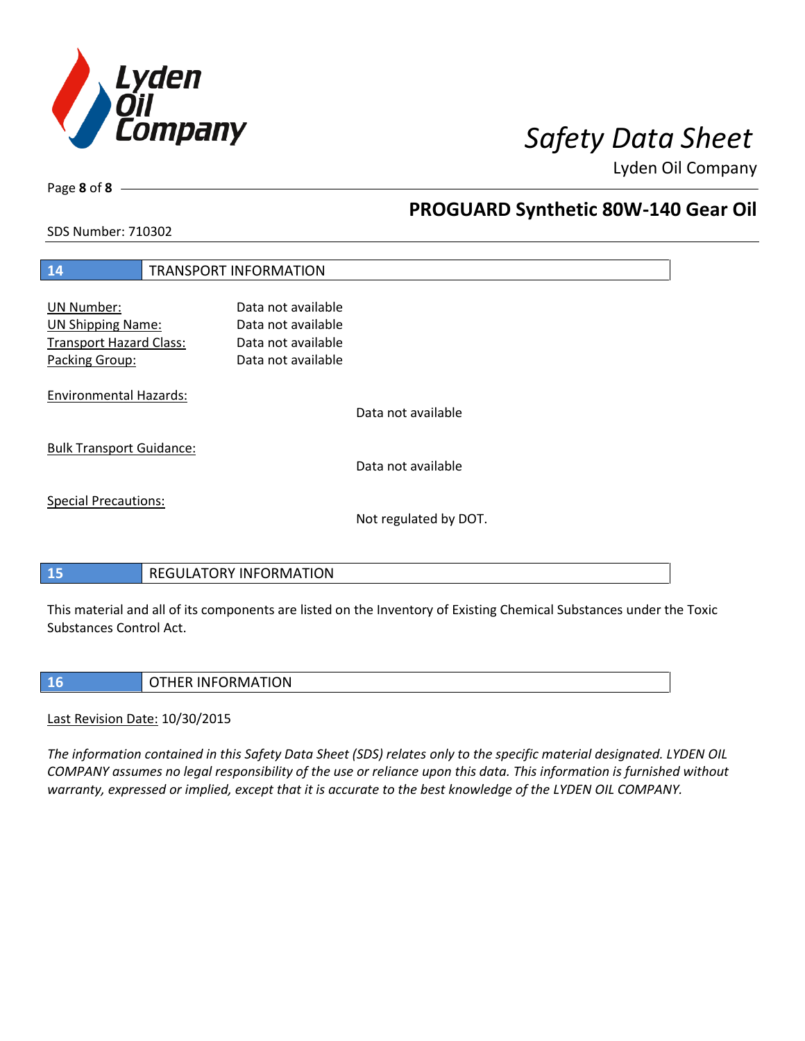## 14 TRANSPORT INFORMATION

| | |
|---|---|
| UN Number: | Data not available |
| UN Shipping Name: | Data not available |
| Transport Hazard Class: | Data not available |
| Packing Group: | Data not available |

Environmental Hazards:

Data not available

Bulk Transport Guidance:

Data not available

Special Precautions:

Not regulated by DOT.

## 15 REGULATORY INFORMATION

This material and all of its components are listed on the Inventory of Existing Chemical Substances under the Toxic Substances Control Act.

## 16 OTHER INFORMATION

Last Revision Date: 10/30/2015

*The information contained in this Safety Data Sheet (SDS) relates only to the specific material designated. LYDEN OIL COMPANY assumes no legal responsibility of the use or reliance upon this data. This information is furnished without warranty, expressed or implied, except that it is accurate to the best knowledge of the LYDEN OIL COMPANY.*